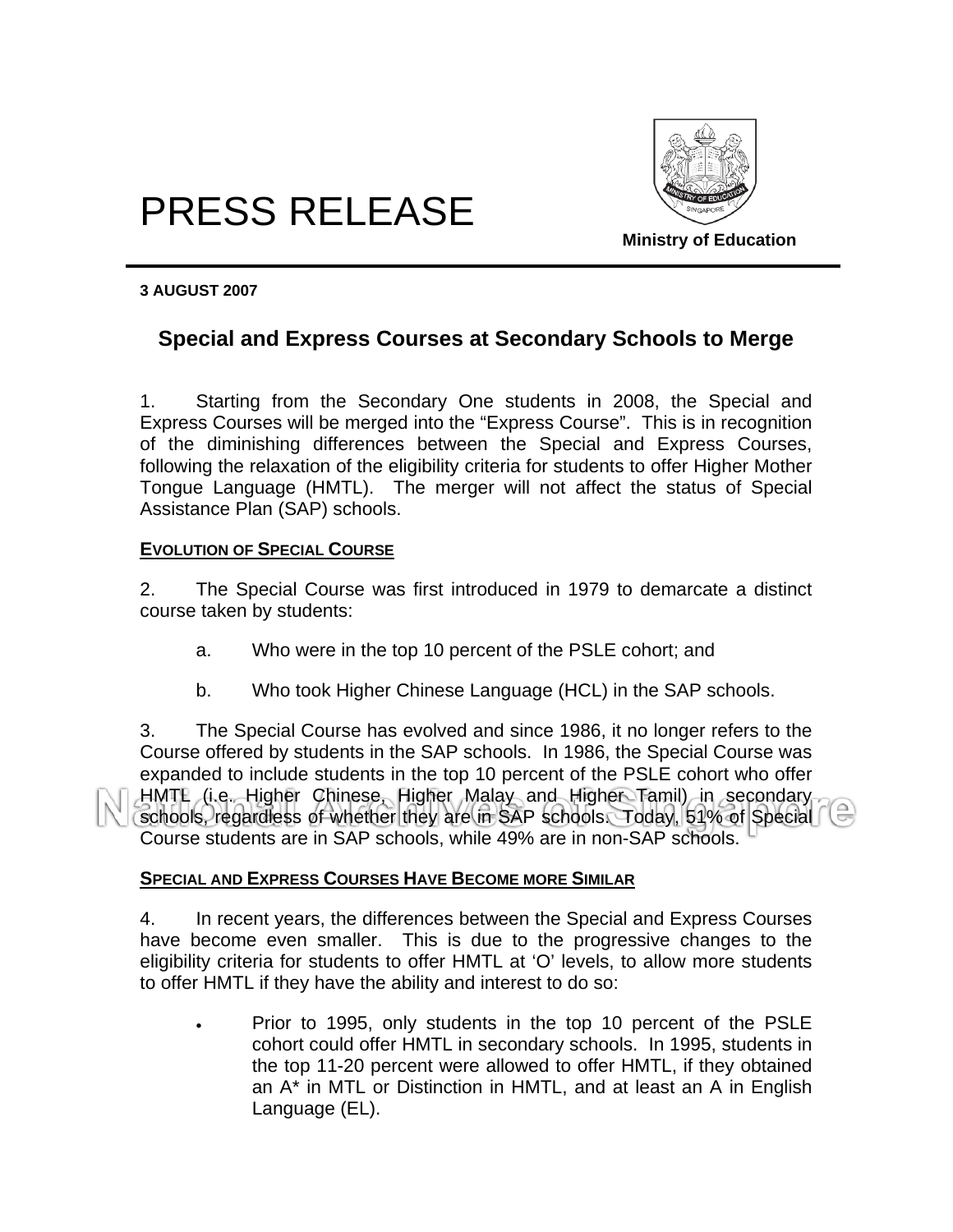# PRESS RELEASE

**Ministry of Education**

**3 AUGUST 2007**

## Special and Express Courses at Secondary Schools to Merge

1. Starting from the Secondary One students in 2008, the Special and Express Courses will be merged into the "Express Course". This is in recognition of the diminishing differences between the Special and Express Courses, following the relaxation of the eligibility criteria for students to offer Higher Mother Tongue Language (HMTL). The merger will not affect the status of Special Assistance Plan (SAP) schools.

### EVOLUTION OF SPECIAL COURSE

2. The Special Course was first introduced in 1979 to demarcate a distinct course taken by students:

   a. Who were in the top 10 percent of the PSLE cohort; and

   b. Who took Higher Chinese Language (HCL) in the SAP schools.

3. The Special Course has evolved and since 1986, it no longer refers to the Course offered by students in the SAP schools. In 1986, the Special Course was expanded to include students in the top 10 percent of the PSLE cohort who offer HMTL (i.e. Higher Chinese, Higher Malay and Higher Tamil) in secondary schools, regardless of whether they are in SAP schools. Today, 51% of Special Course students are in SAP schools, while 49% are in non-SAP schools.

### SPECIAL AND EXPRESS COURSES HAVE BECOME MORE SIMILAR

4. In recent years, the differences between the Special and Express Courses have become even smaller. This is due to the progressive changes to the eligibility criteria for students to offer HMTL at 'O' levels, to allow more students to offer HMTL if they have the ability and interest to do so:

- Prior to 1995, only students in the top 10 percent of the PSLE cohort could offer HMTL in secondary schools. In 1995, students in the top 11-20 percent were allowed to offer HMTL, if they obtained an A* in MTL or Distinction in HMTL, and at least an A in English Language (EL).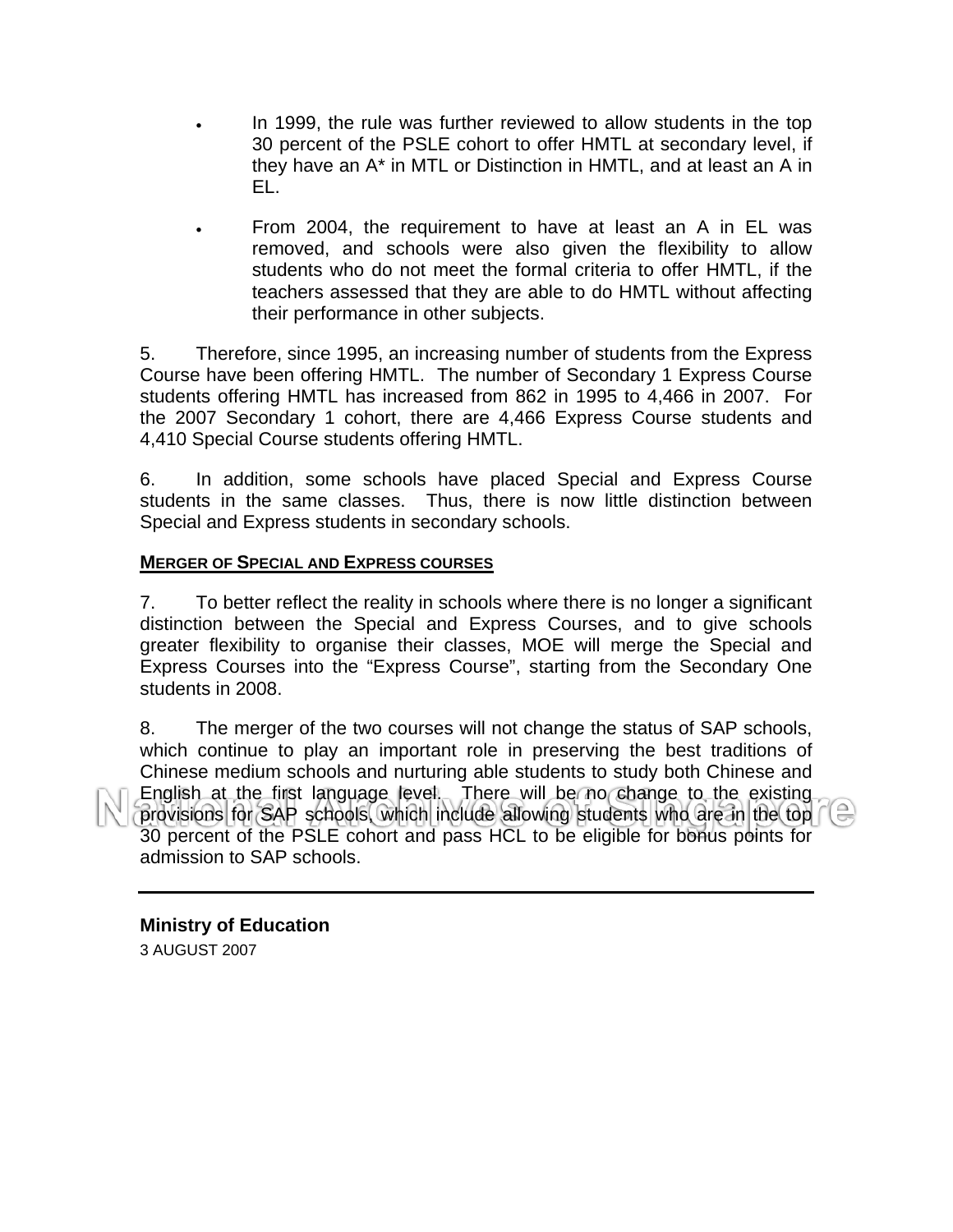- In 1999, the rule was further reviewed to allow students in the top 30 percent of the PSLE cohort to offer HMTL at secondary level, if they have an A* in MTL or Distinction in HMTL, and at least an A in EL.

- From 2004, the requirement to have at least an A in EL was removed, and schools were also given the flexibility to allow students who do not meet the formal criteria to offer HMTL, if the teachers assessed that they are able to do HMTL without affecting their performance in other subjects.

5. Therefore, since 1995, an increasing number of students from the Express Course have been offering HMTL. The number of Secondary 1 Express Course students offering HMTL has increased from 862 in 1995 to 4,466 in 2007. For the 2007 Secondary 1 cohort, there are 4,466 Express Course students and 4,410 Special Course students offering HMTL.

6. In addition, some schools have placed Special and Express Course students in the same classes. Thus, there is now little distinction between Special and Express students in secondary schools.

**MERGER OF SPECIAL AND EXPRESS COURSES**

7. To better reflect the reality in schools where there is no longer a significant distinction between the Special and Express Courses, and to give schools greater flexibility to organise their classes, MOE will merge the Special and Express Courses into the "Express Course", starting from the Secondary One students in 2008.

8. The merger of the two courses will not change the status of SAP schools, which continue to play an important role in preserving the best traditions of Chinese medium schools and nurturing able students to study both Chinese and English at the first language level. There will be no change to the existing provisions for SAP schools, which include allowing students who are in the top 30 percent of the PSLE cohort and pass HCL to be eligible for bonus points for admission to SAP schools.

---

**Ministry of Education**

3 AUGUST 2007